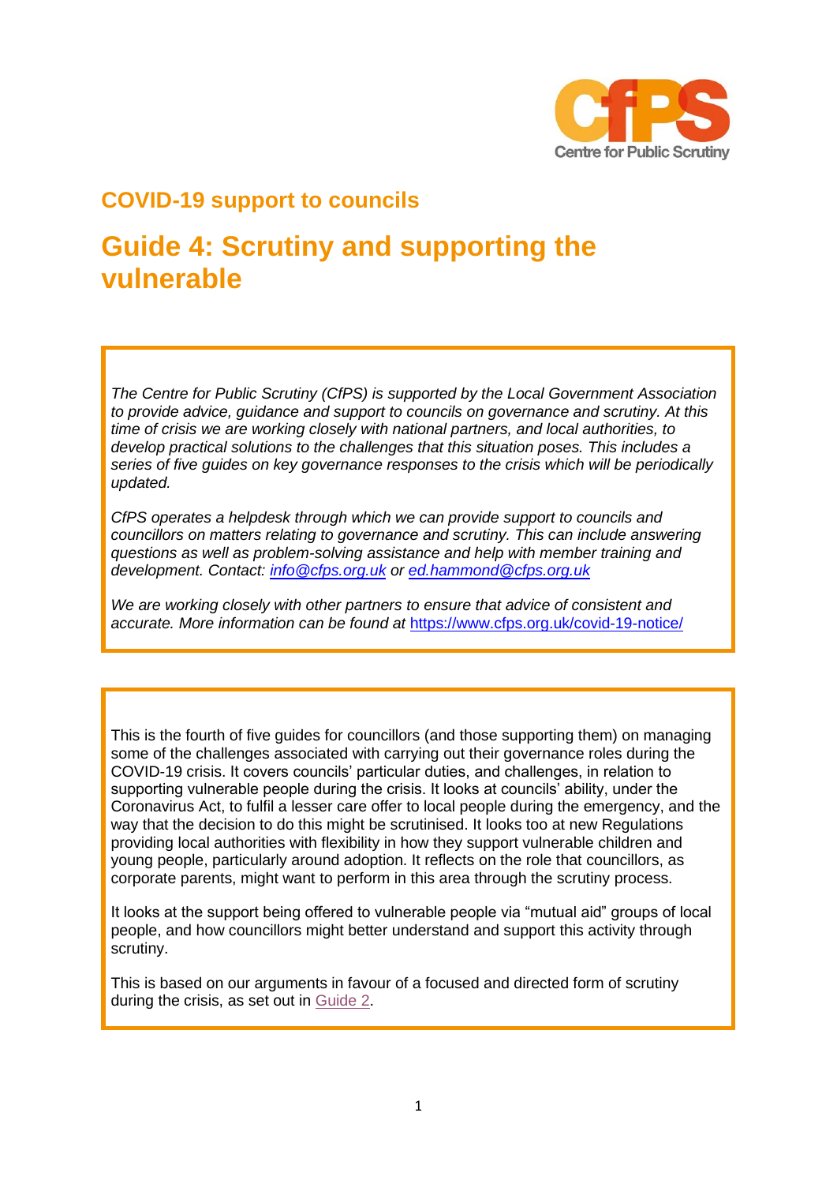Centre for Public Scrutiny

## COVID-19 support to councils

# Guide 4: Scrutiny and supporting the vulnerable

*The Centre for Public Scrutiny (CfPS) is supported by the Local Government Association to provide advice, guidance and support to councils on governance and scrutiny. At this time of crisis we are working closely with national partners, and local authorities, to develop practical solutions to the challenges that this situation poses. This includes a series of five guides on key governance responses to the crisis which will be periodically updated.*

*CfPS operates a helpdesk through which we can provide support to councils and councillors on matters relating to governance and scrutiny. This can include answering questions as well as problem-solving assistance and help with member training and development. Contact: info@cfps.org.uk or ed.hammond@cfps.org.uk*

*We are working closely with other partners to ensure that advice of consistent and accurate. More information can be found at* https://www.cfps.org.uk/covid-19-notice/

This is the fourth of five guides for councillors (and those supporting them) on managing some of the challenges associated with carrying out their governance roles during the COVID-19 crisis. It covers councils' particular duties, and challenges, in relation to supporting vulnerable people during the crisis. It looks at councils' ability, under the Coronavirus Act, to fulfil a lesser care offer to local people during the emergency, and the way that the decision to do this might be scrutinised. It looks too at new Regulations providing local authorities with flexibility in how they support vulnerable children and young people, particularly around adoption. It reflects on the role that councillors, as corporate parents, might want to perform in this area through the scrutiny process.

It looks at the support being offered to vulnerable people via "mutual aid" groups of local people, and how councillors might better understand and support this activity through scrutiny.

This is based on our arguments in favour of a focused and directed form of scrutiny during the crisis, as set out in Guide 2.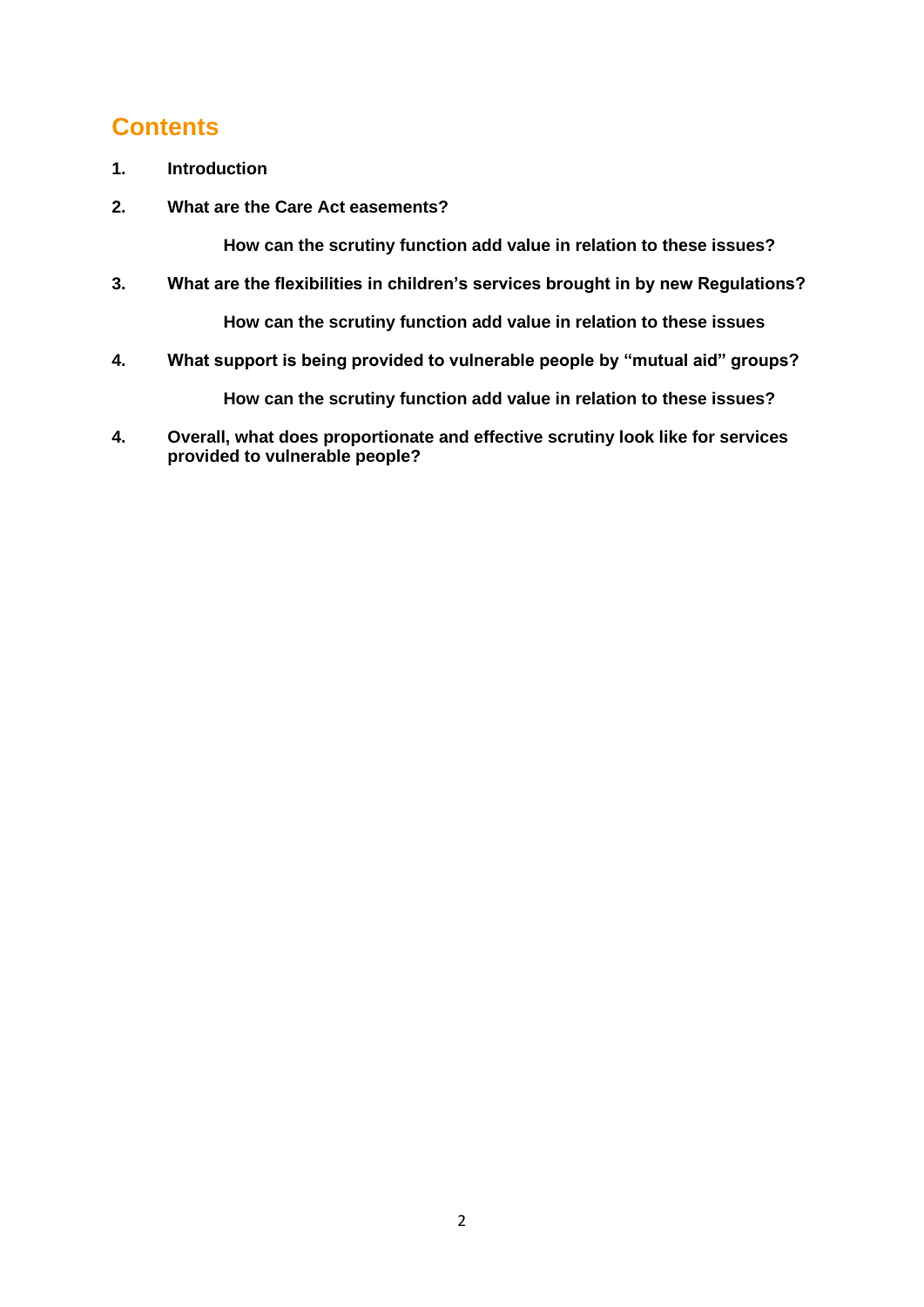# Contents

1. **Introduction**

2. **What are the Care Act easements?**

   **How can the scrutiny function add value in relation to these issues?**

3. **What are the flexibilities in children's services brought in by new Regulations?**

   **How can the scrutiny function add value in relation to these issues**

4. **What support is being provided to vulnerable people by "mutual aid" groups?**

   **How can the scrutiny function add value in relation to these issues?**

4. **Overall, what does proportionate and effective scrutiny look like for services provided to vulnerable people?**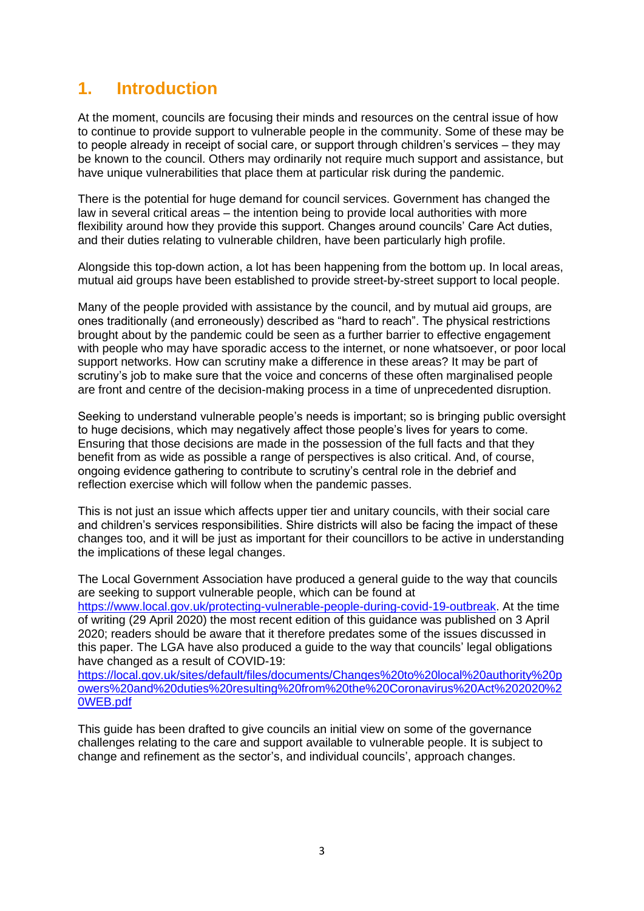# 1. Introduction

At the moment, councils are focusing their minds and resources on the central issue of how to continue to provide support to vulnerable people in the community. Some of these may be to people already in receipt of social care, or support through children's services – they may be known to the council. Others may ordinarily not require much support and assistance, but have unique vulnerabilities that place them at particular risk during the pandemic.

There is the potential for huge demand for council services. Government has changed the law in several critical areas – the intention being to provide local authorities with more flexibility around how they provide this support. Changes around councils' Care Act duties, and their duties relating to vulnerable children, have been particularly high profile.

Alongside this top-down action, a lot has been happening from the bottom up. In local areas, mutual aid groups have been established to provide street-by-street support to local people.

Many of the people provided with assistance by the council, and by mutual aid groups, are ones traditionally (and erroneously) described as "hard to reach". The physical restrictions brought about by the pandemic could be seen as a further barrier to effective engagement with people who may have sporadic access to the internet, or none whatsoever, or poor local support networks. How can scrutiny make a difference in these areas? It may be part of scrutiny's job to make sure that the voice and concerns of these often marginalised people are front and centre of the decision-making process in a time of unprecedented disruption.

Seeking to understand vulnerable people's needs is important; so is bringing public oversight to huge decisions, which may negatively affect those people's lives for years to come. Ensuring that those decisions are made in the possession of the full facts and that they benefit from as wide as possible a range of perspectives is also critical. And, of course, ongoing evidence gathering to contribute to scrutiny's central role in the debrief and reflection exercise which will follow when the pandemic passes.

This is not just an issue which affects upper tier and unitary councils, with their social care and children's services responsibilities. Shire districts will also be facing the impact of these changes too, and it will be just as important for their councillors to be active in understanding the implications of these legal changes.

The Local Government Association have produced a general guide to the way that councils are seeking to support vulnerable people, which can be found at https://www.local.gov.uk/protecting-vulnerable-people-during-covid-19-outbreak. At the time of writing (29 April 2020) the most recent edition of this guidance was published on 3 April 2020; readers should be aware that it therefore predates some of the issues discussed in this paper. The LGA have also produced a guide to the way that councils' legal obligations have changed as a result of COVID-19: https://local.gov.uk/sites/default/files/documents/Changes%20to%20local%20authority%20powers%20and%20duties%20resulting%20from%20the%20Coronavirus%20Act%202020%20WEB.pdf

This guide has been drafted to give councils an initial view on some of the governance challenges relating to the care and support available to vulnerable people. It is subject to change and refinement as the sector's, and individual councils', approach changes.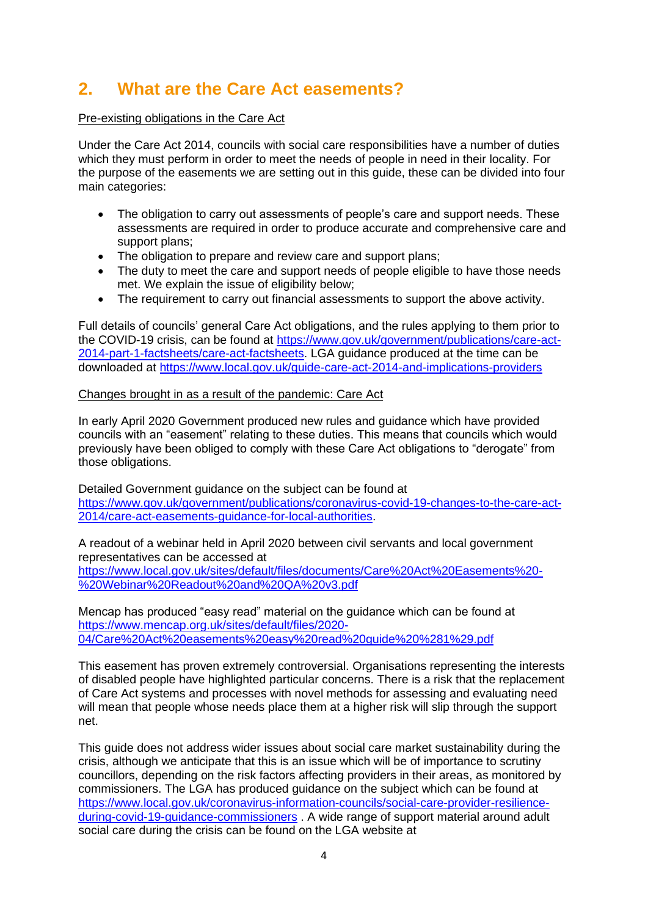## 2. What are the Care Act easements?

Pre-existing obligations in the Care Act

Under the Care Act 2014, councils with social care responsibilities have a number of duties which they must perform in order to meet the needs of people in need in their locality. For the purpose of the easements we are setting out in this guide, these can be divided into four main categories:

- The obligation to carry out assessments of people's care and support needs. These assessments are required in order to produce accurate and comprehensive care and support plans;
- The obligation to prepare and review care and support plans;
- The duty to meet the care and support needs of people eligible to have those needs met. We explain the issue of eligibility below;
- The requirement to carry out financial assessments to support the above activity.

Full details of councils' general Care Act obligations, and the rules applying to them prior to the COVID-19 crisis, can be found at https://www.gov.uk/government/publications/care-act-2014-part-1-factsheets/care-act-factsheets. LGA guidance produced at the time can be downloaded at https://www.local.gov.uk/guide-care-act-2014-and-implications-providers

Changes brought in as a result of the pandemic: Care Act

In early April 2020 Government produced new rules and guidance which have provided councils with an "easement" relating to these duties. This means that councils which would previously have been obliged to comply with these Care Act obligations to "derogate" from those obligations.

Detailed Government guidance on the subject can be found at https://www.gov.uk/government/publications/coronavirus-covid-19-changes-to-the-care-act-2014/care-act-easements-guidance-for-local-authorities.

A readout of a webinar held in April 2020 between civil servants and local government representatives can be accessed at https://www.local.gov.uk/sites/default/files/documents/Care%20Act%20Easements%20-%20Webinar%20Readout%20and%20QA%20v3.pdf

Mencap has produced "easy read" material on the guidance which can be found at https://www.mencap.org.uk/sites/default/files/2020-04/Care%20Act%20easements%20easy%20read%20guide%20%281%29.pdf

This easement has proven extremely controversial. Organisations representing the interests of disabled people have highlighted particular concerns. There is a risk that the replacement of Care Act systems and processes with novel methods for assessing and evaluating need will mean that people whose needs place them at a higher risk will slip through the support net.

This guide does not address wider issues about social care market sustainability during the crisis, although we anticipate that this is an issue which will be of importance to scrutiny councillors, depending on the risk factors affecting providers in their areas, as monitored by commissioners. The LGA has produced guidance on the subject which can be found at https://www.local.gov.uk/coronavirus-information-councils/social-care-provider-resilience-during-covid-19-guidance-commissioners . A wide range of support material around adult social care during the crisis can be found on the LGA website at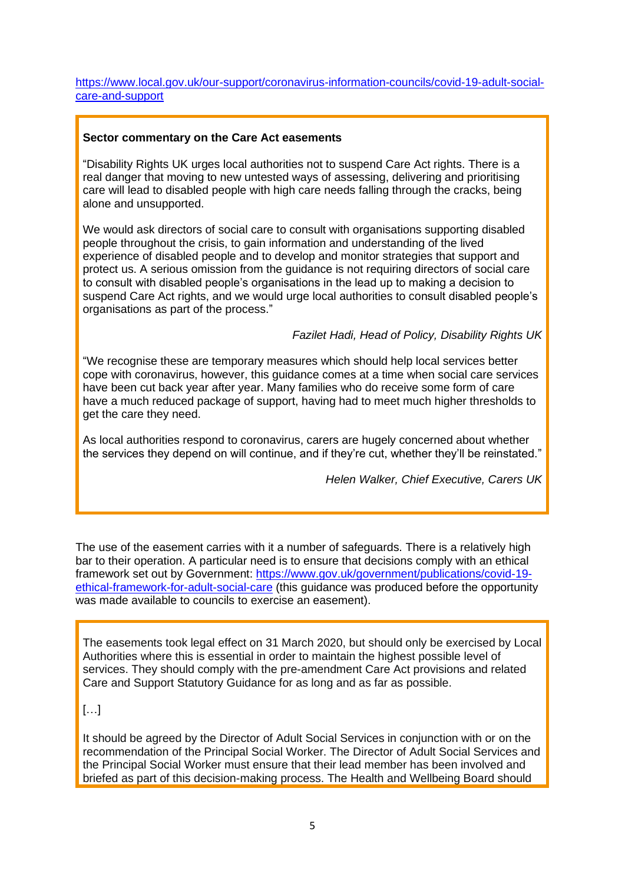https://www.local.gov.uk/our-support/coronavirus-information-councils/covid-19-adult-social-care-and-support

**Sector commentary on the Care Act easements**

"Disability Rights UK urges local authorities not to suspend Care Act rights. There is a real danger that moving to new untested ways of assessing, delivering and prioritising care will lead to disabled people with high care needs falling through the cracks, being alone and unsupported.

We would ask directors of social care to consult with organisations supporting disabled people throughout the crisis, to gain information and understanding of the lived experience of disabled people and to develop and monitor strategies that support and protect us. A serious omission from the guidance is not requiring directors of social care to consult with disabled people's organisations in the lead up to making a decision to suspend Care Act rights, and we would urge local authorities to consult disabled people's organisations as part of the process."

*Fazilet Hadi, Head of Policy, Disability Rights UK*

"We recognise these are temporary measures which should help local services better cope with coronavirus, however, this guidance comes at a time when social care services have been cut back year after year. Many families who do receive some form of care have a much reduced package of support, having had to meet much higher thresholds to get the care they need.

As local authorities respond to coronavirus, carers are hugely concerned about whether the services they depend on will continue, and if they're cut, whether they'll be reinstated."

*Helen Walker, Chief Executive, Carers UK*

The use of the easement carries with it a number of safeguards. There is a relatively high bar to their operation. A particular need is to ensure that decisions comply with an ethical framework set out by Government: https://www.gov.uk/government/publications/covid-19-ethical-framework-for-adult-social-care (this guidance was produced before the opportunity was made available to councils to exercise an easement).

The easements took legal effect on 31 March 2020, but should only be exercised by Local Authorities where this is essential in order to maintain the highest possible level of services. They should comply with the pre-amendment Care Act provisions and related Care and Support Statutory Guidance for as long and as far as possible.

[…]

It should be agreed by the Director of Adult Social Services in conjunction with or on the recommendation of the Principal Social Worker. The Director of Adult Social Services and the Principal Social Worker must ensure that their lead member has been involved and briefed as part of this decision-making process. The Health and Wellbeing Board should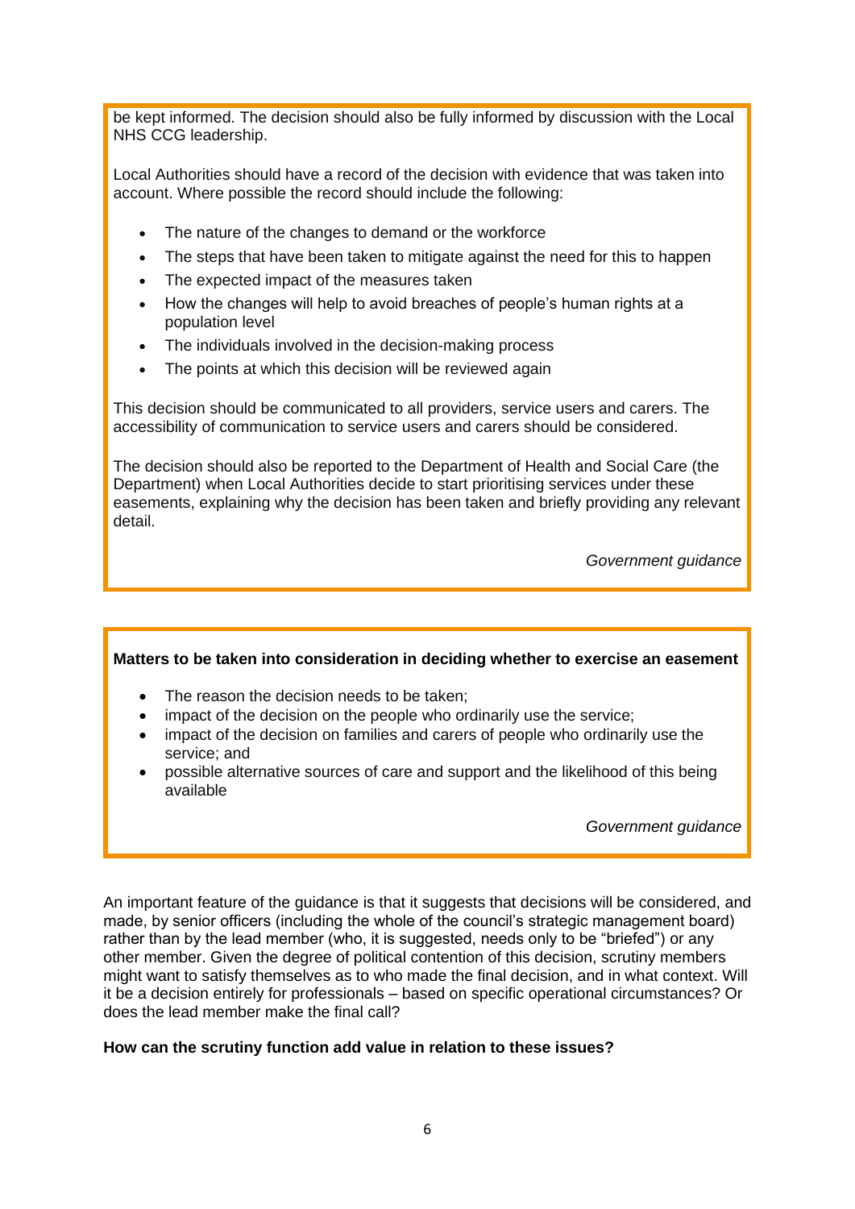be kept informed. The decision should also be fully informed by discussion with the Local NHS CCG leadership.

Local Authorities should have a record of the decision with evidence that was taken into account. Where possible the record should include the following:

- The nature of the changes to demand or the workforce
- The steps that have been taken to mitigate against the need for this to happen
- The expected impact of the measures taken
- How the changes will help to avoid breaches of people's human rights at a population level
- The individuals involved in the decision-making process
- The points at which this decision will be reviewed again

This decision should be communicated to all providers, service users and carers. The accessibility of communication to service users and carers should be considered.

The decision should also be reported to the Department of Health and Social Care (the Department) when Local Authorities decide to start prioritising services under these easements, explaining why the decision has been taken and briefly providing any relevant detail.

*Government guidance*

**Matters to be taken into consideration in deciding whether to exercise an easement**

- The reason the decision needs to be taken;
- impact of the decision on the people who ordinarily use the service;
- impact of the decision on families and carers of people who ordinarily use the service; and
- possible alternative sources of care and support and the likelihood of this being available

*Government guidance*

An important feature of the guidance is that it suggests that decisions will be considered, and made, by senior officers (including the whole of the council's strategic management board) rather than by the lead member (who, it is suggested, needs only to be "briefed") or any other member. Given the degree of political contention of this decision, scrutiny members might want to satisfy themselves as to who made the final decision, and in what context. Will it be a decision entirely for professionals – based on specific operational circumstances? Or does the lead member make the final call?

**How can the scrutiny function add value in relation to these issues?**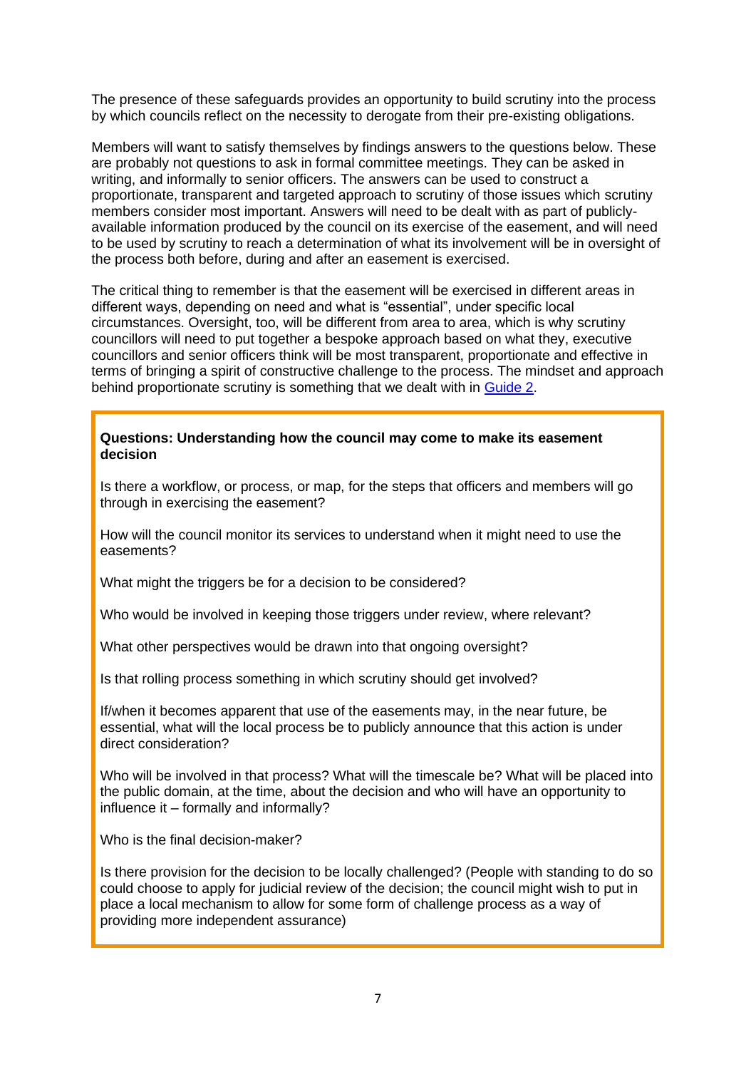The presence of these safeguards provides an opportunity to build scrutiny into the process by which councils reflect on the necessity to derogate from their pre-existing obligations.

Members will want to satisfy themselves by findings answers to the questions below. These are probably not questions to ask in formal committee meetings. They can be asked in writing, and informally to senior officers. The answers can be used to construct a proportionate, transparent and targeted approach to scrutiny of those issues which scrutiny members consider most important. Answers will need to be dealt with as part of publicly-available information produced by the council on its exercise of the easement, and will need to be used by scrutiny to reach a determination of what its involvement will be in oversight of the process both before, during and after an easement is exercised.

The critical thing to remember is that the easement will be exercised in different areas in different ways, depending on need and what is "essential", under specific local circumstances. Oversight, too, will be different from area to area, which is why scrutiny councillors will need to put together a bespoke approach based on what they, executive councillors and senior officers think will be most transparent, proportionate and effective in terms of bringing a spirit of constructive challenge to the process. The mindset and approach behind proportionate scrutiny is something that we dealt with in Guide 2.

**Questions: Understanding how the council may come to make its easement decision**

Is there a workflow, or process, or map, for the steps that officers and members will go through in exercising the easement?

How will the council monitor its services to understand when it might need to use the easements?

What might the triggers be for a decision to be considered?

Who would be involved in keeping those triggers under review, where relevant?

What other perspectives would be drawn into that ongoing oversight?

Is that rolling process something in which scrutiny should get involved?

If/when it becomes apparent that use of the easements may, in the near future, be essential, what will the local process be to publicly announce that this action is under direct consideration?

Who will be involved in that process? What will the timescale be? What will be placed into the public domain, at the time, about the decision and who will have an opportunity to influence it – formally and informally?

Who is the final decision-maker?

Is there provision for the decision to be locally challenged? (People with standing to do so could choose to apply for judicial review of the decision; the council might wish to put in place a local mechanism to allow for some form of challenge process as a way of providing more independent assurance)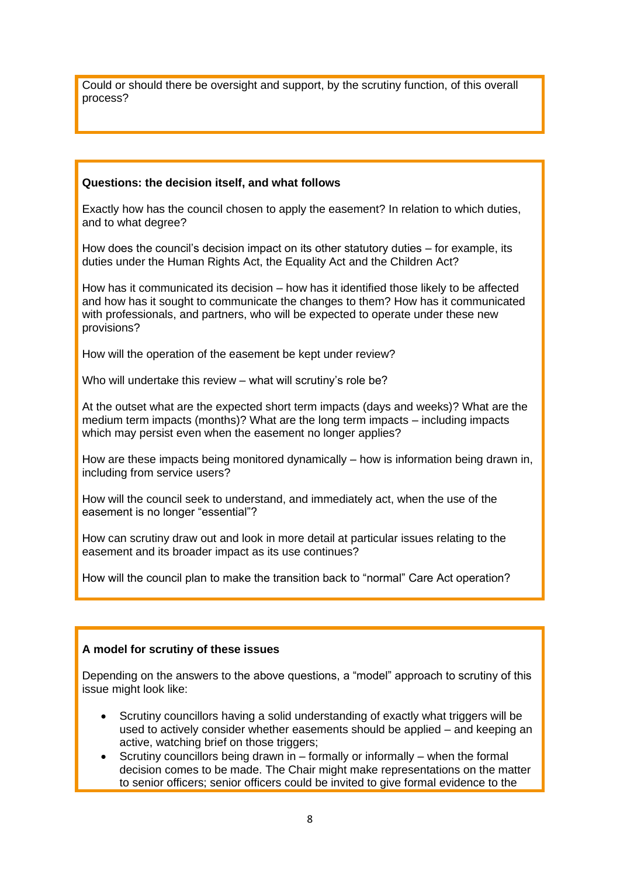Could or should there be oversight and support, by the scrutiny function, of this overall process?

**Questions: the decision itself, and what follows**

Exactly how has the council chosen to apply the easement? In relation to which duties, and to what degree?

How does the council's decision impact on its other statutory duties – for example, its duties under the Human Rights Act, the Equality Act and the Children Act?

How has it communicated its decision – how has it identified those likely to be affected and how has it sought to communicate the changes to them? How has it communicated with professionals, and partners, who will be expected to operate under these new provisions?

How will the operation of the easement be kept under review?

Who will undertake this review – what will scrutiny's role be?

At the outset what are the expected short term impacts (days and weeks)? What are the medium term impacts (months)? What are the long term impacts – including impacts which may persist even when the easement no longer applies?

How are these impacts being monitored dynamically – how is information being drawn in, including from service users?

How will the council seek to understand, and immediately act, when the use of the easement is no longer "essential"?

How can scrutiny draw out and look in more detail at particular issues relating to the easement and its broader impact as its use continues?

How will the council plan to make the transition back to "normal" Care Act operation?

**A model for scrutiny of these issues**

Depending on the answers to the above questions, a "model" approach to scrutiny of this issue might look like:

- Scrutiny councillors having a solid understanding of exactly what triggers will be used to actively consider whether easements should be applied – and keeping an active, watching brief on those triggers;
- Scrutiny councillors being drawn in – formally or informally – when the formal decision comes to be made. The Chair might make representations on the matter to senior officers; senior officers could be invited to give formal evidence to the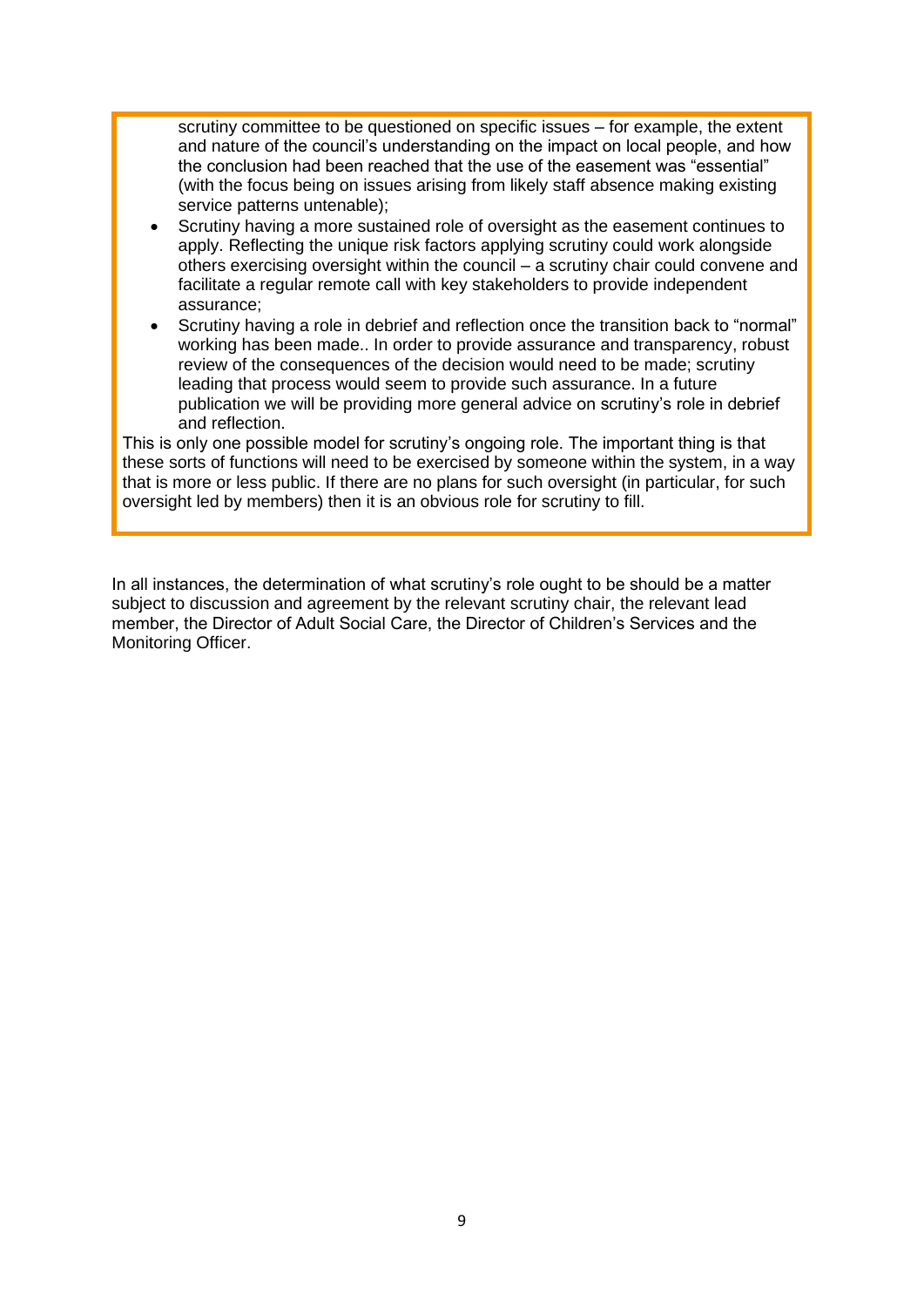scrutiny committee to be questioned on specific issues – for example, the extent and nature of the council's understanding on the impact on local people, and how the conclusion had been reached that the use of the easement was "essential" (with the focus being on issues arising from likely staff absence making existing service patterns untenable);

- Scrutiny having a more sustained role of oversight as the easement continues to apply. Reflecting the unique risk factors applying scrutiny could work alongside others exercising oversight within the council – a scrutiny chair could convene and facilitate a regular remote call with key stakeholders to provide independent assurance;
- Scrutiny having a role in debrief and reflection once the transition back to "normal" working has been made.. In order to provide assurance and transparency, robust review of the consequences of the decision would need to be made; scrutiny leading that process would seem to provide such assurance. In a future publication we will be providing more general advice on scrutiny's role in debrief and reflection.

This is only one possible model for scrutiny's ongoing role. The important thing is that these sorts of functions will need to be exercised by someone within the system, in a way that is more or less public. If there are no plans for such oversight (in particular, for such oversight led by members) then it is an obvious role for scrutiny to fill.

In all instances, the determination of what scrutiny's role ought to be should be a matter subject to discussion and agreement by the relevant scrutiny chair, the relevant lead member, the Director of Adult Social Care, the Director of Children's Services and the Monitoring Officer.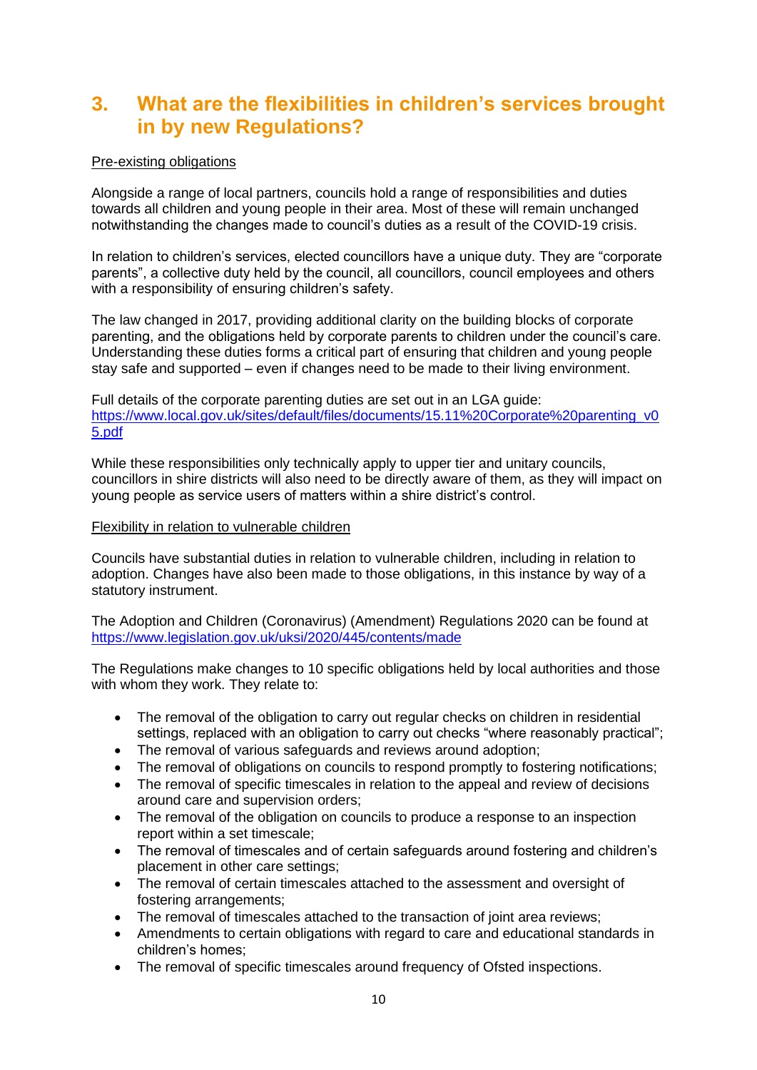## 3. What are the flexibilities in children's services brought in by new Regulations?

Pre-existing obligations

Alongside a range of local partners, councils hold a range of responsibilities and duties towards all children and young people in their area. Most of these will remain unchanged notwithstanding the changes made to council's duties as a result of the COVID-19 crisis.

In relation to children's services, elected councillors have a unique duty. They are "corporate parents", a collective duty held by the council, all councillors, council employees and others with a responsibility of ensuring children's safety.

The law changed in 2017, providing additional clarity on the building blocks of corporate parenting, and the obligations held by corporate parents to children under the council's care. Understanding these duties forms a critical part of ensuring that children and young people stay safe and supported – even if changes need to be made to their living environment.

Full details of the corporate parenting duties are set out in an LGA guide: https://www.local.gov.uk/sites/default/files/documents/15.11%20Corporate%20parenting_v05.pdf

While these responsibilities only technically apply to upper tier and unitary councils, councillors in shire districts will also need to be directly aware of them, as they will impact on young people as service users of matters within a shire district's control.

Flexibility in relation to vulnerable children

Councils have substantial duties in relation to vulnerable children, including in relation to adoption. Changes have also been made to those obligations, in this instance by way of a statutory instrument.

The Adoption and Children (Coronavirus) (Amendment) Regulations 2020 can be found at https://www.legislation.gov.uk/uksi/2020/445/contents/made

The Regulations make changes to 10 specific obligations held by local authorities and those with whom they work. They relate to:

- The removal of the obligation to carry out regular checks on children in residential settings, replaced with an obligation to carry out checks "where reasonably practical";
- The removal of various safeguards and reviews around adoption;
- The removal of obligations on councils to respond promptly to fostering notifications;
- The removal of specific timescales in relation to the appeal and review of decisions around care and supervision orders;
- The removal of the obligation on councils to produce a response to an inspection report within a set timescale;
- The removal of timescales and of certain safeguards around fostering and children's placement in other care settings;
- The removal of certain timescales attached to the assessment and oversight of fostering arrangements;
- The removal of timescales attached to the transaction of joint area reviews;
- Amendments to certain obligations with regard to care and educational standards in children's homes;
- The removal of specific timescales around frequency of Ofsted inspections.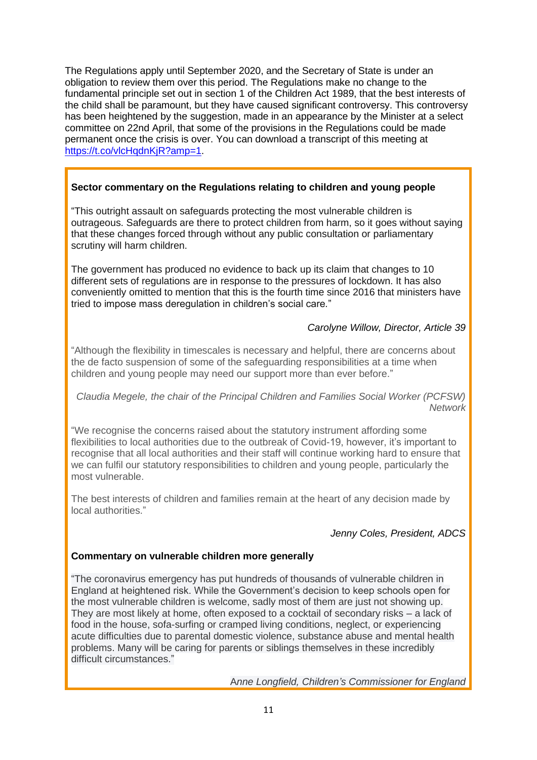The Regulations apply until September 2020, and the Secretary of State is under an obligation to review them over this period. The Regulations make no change to the fundamental principle set out in section 1 of the Children Act 1989, that the best interests of the child shall be paramount, but they have caused significant controversy. This controversy has been heightened by the suggestion, made in an appearance by the Minister at a select committee on 22nd April, that some of the provisions in the Regulations could be made permanent once the crisis is over. You can download a transcript of this meeting at [https://t.co/vlcHqdnKjR?amp=1](https://t.co/vlcHqdnKjR?amp=1).

**Sector commentary on the Regulations relating to children and young people**

"This outright assault on safeguards protecting the most vulnerable children is outrageous. Safeguards are there to protect children from harm, so it goes without saying that these changes forced through without any public consultation or parliamentary scrutiny will harm children.

The government has produced no evidence to back up its claim that changes to 10 different sets of regulations are in response to the pressures of lockdown. It has also conveniently omitted to mention that this is the fourth time since 2016 that ministers have tried to impose mass deregulation in children's social care."

*Carolyne Willow, Director, Article 39*

"Although the flexibility in timescales is necessary and helpful, there are concerns about the de facto suspension of some of the safeguarding responsibilities at a time when children and young people may need our support more than ever before."

*Claudia Megele, the chair of the Principal Children and Families Social Worker (PCFSW) Network*

"We recognise the concerns raised about the statutory instrument affording some flexibilities to local authorities due to the outbreak of Covid-19, however, it's important to recognise that all local authorities and their staff will continue working hard to ensure that we can fulfil our statutory responsibilities to children and young people, particularly the most vulnerable.

The best interests of children and families remain at the heart of any decision made by local authorities."

*Jenny Coles, President, ADCS*

**Commentary on vulnerable children more generally**

"The coronavirus emergency has put hundreds of thousands of vulnerable children in England at heightened risk. While the Government's decision to keep schools open for the most vulnerable children is welcome, sadly most of them are just not showing up. They are most likely at home, often exposed to a cocktail of secondary risks – a lack of food in the house, sofa-surfing or cramped living conditions, neglect, or experiencing acute difficulties due to parental domestic violence, substance abuse and mental health problems. Many will be caring for parents or siblings themselves in these incredibly difficult circumstances."

*Anne Longfield, Children's Commissioner for England*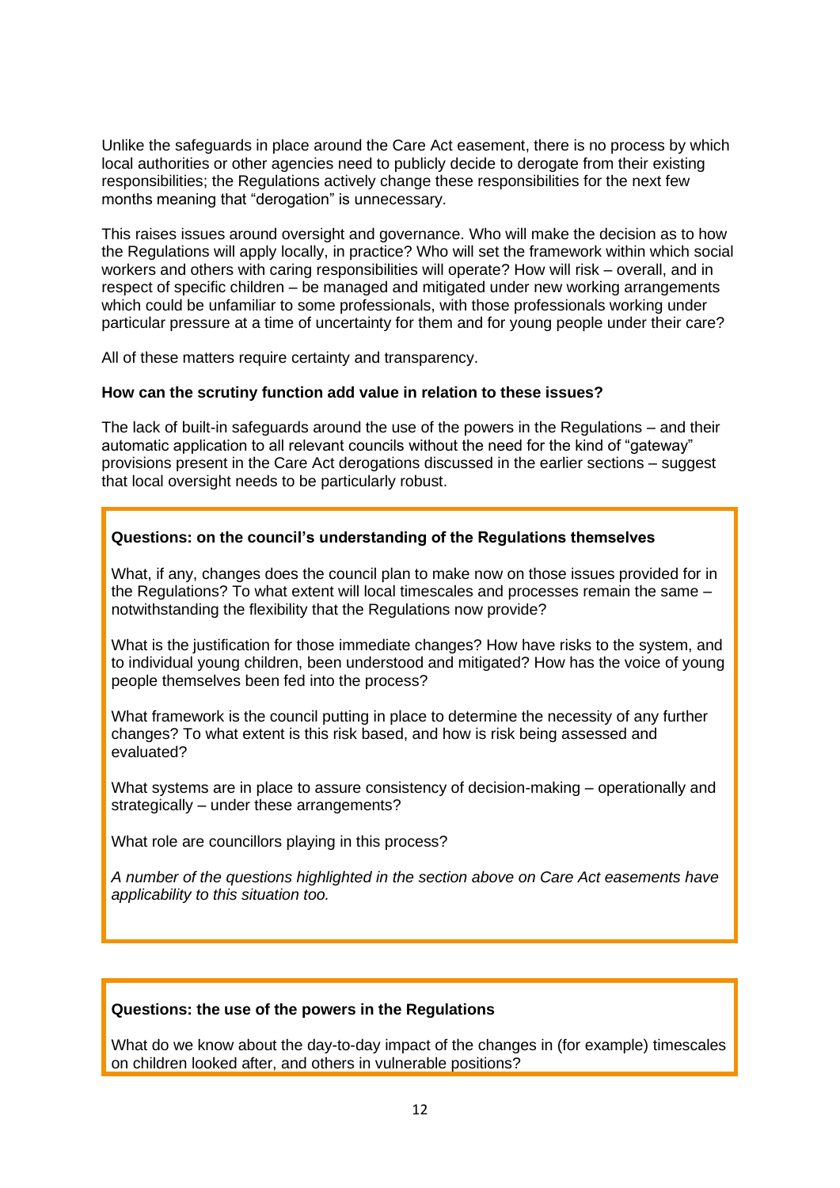Unlike the safeguards in place around the Care Act easement, there is no process by which local authorities or other agencies need to publicly decide to derogate from their existing responsibilities; the Regulations actively change these responsibilities for the next few months meaning that "derogation" is unnecessary.

This raises issues around oversight and governance. Who will make the decision as to how the Regulations will apply locally, in practice? Who will set the framework within which social workers and others with caring responsibilities will operate? How will risk – overall, and in respect of specific children – be managed and mitigated under new working arrangements which could be unfamiliar to some professionals, with those professionals working under particular pressure at a time of uncertainty for them and for young people under their care?

All of these matters require certainty and transparency.

**How can the scrutiny function add value in relation to these issues?**

The lack of built-in safeguards around the use of the powers in the Regulations – and their automatic application to all relevant councils without the need for the kind of "gateway" provisions present in the Care Act derogations discussed in the earlier sections – suggest that local oversight needs to be particularly robust.

**Questions: on the council's understanding of the Regulations themselves**

What, if any, changes does the council plan to make now on those issues provided for in the Regulations? To what extent will local timescales and processes remain the same – notwithstanding the flexibility that the Regulations now provide?

What is the justification for those immediate changes? How have risks to the system, and to individual young children, been understood and mitigated? How has the voice of young people themselves been fed into the process?

What framework is the council putting in place to determine the necessity of any further changes? To what extent is this risk based, and how is risk being assessed and evaluated?

What systems are in place to assure consistency of decision-making – operationally and strategically – under these arrangements?

What role are councillors playing in this process?

*A number of the questions highlighted in the section above on Care Act easements have applicability to this situation too.*

**Questions: the use of the powers in the Regulations**

What do we know about the day-to-day impact of the changes in (for example) timescales on children looked after, and others in vulnerable positions?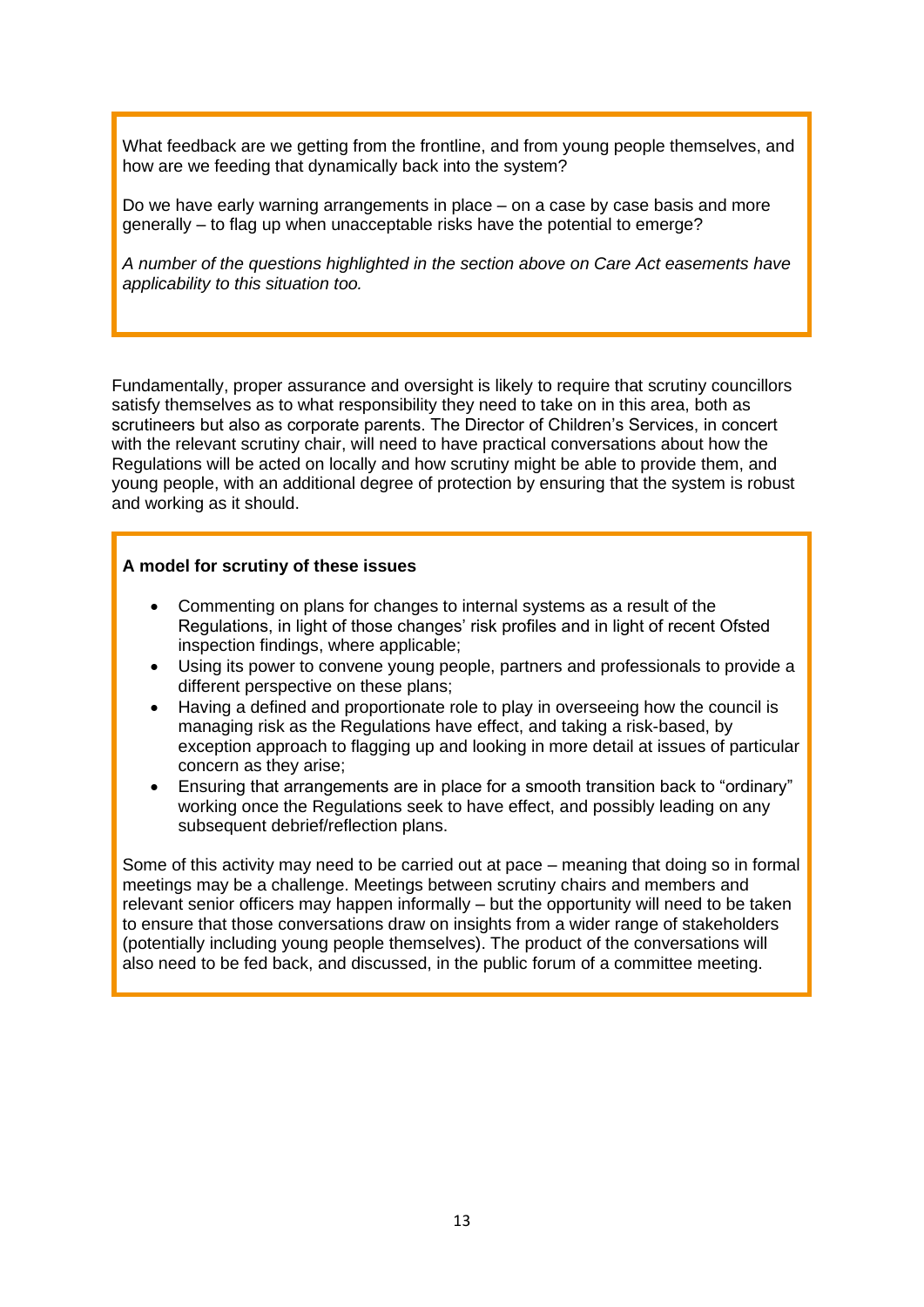What feedback are we getting from the frontline, and from young people themselves, and how are we feeding that dynamically back into the system?

Do we have early warning arrangements in place – on a case by case basis and more generally – to flag up when unacceptable risks have the potential to emerge?

*A number of the questions highlighted in the section above on Care Act easements have applicability to this situation too.*

Fundamentally, proper assurance and oversight is likely to require that scrutiny councillors satisfy themselves as to what responsibility they need to take on in this area, both as scrutineers but also as corporate parents. The Director of Children's Services, in concert with the relevant scrutiny chair, will need to have practical conversations about how the Regulations will be acted on locally and how scrutiny might be able to provide them, and young people, with an additional degree of protection by ensuring that the system is robust and working as it should.

**A model for scrutiny of these issues**

- Commenting on plans for changes to internal systems as a result of the Regulations, in light of those changes' risk profiles and in light of recent Ofsted inspection findings, where applicable;
- Using its power to convene young people, partners and professionals to provide a different perspective on these plans;
- Having a defined and proportionate role to play in overseeing how the council is managing risk as the Regulations have effect, and taking a risk-based, by exception approach to flagging up and looking in more detail at issues of particular concern as they arise;
- Ensuring that arrangements are in place for a smooth transition back to "ordinary" working once the Regulations seek to have effect, and possibly leading on any subsequent debrief/reflection plans.

Some of this activity may need to be carried out at pace – meaning that doing so in formal meetings may be a challenge. Meetings between scrutiny chairs and members and relevant senior officers may happen informally – but the opportunity will need to be taken to ensure that those conversations draw on insights from a wider range of stakeholders (potentially including young people themselves). The product of the conversations will also need to be fed back, and discussed, in the public forum of a committee meeting.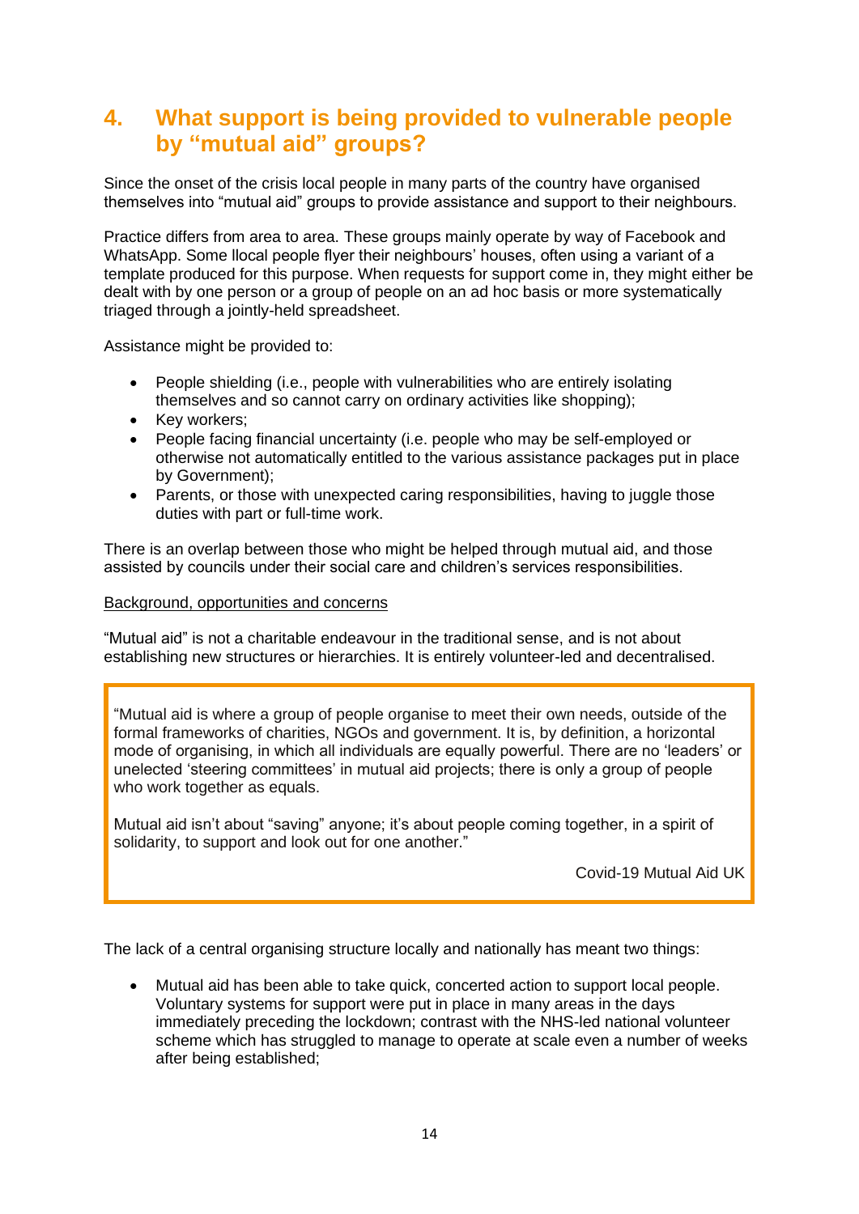## 4. What support is being provided to vulnerable people by "mutual aid" groups?

Since the onset of the crisis local people in many parts of the country have organised themselves into "mutual aid" groups to provide assistance and support to their neighbours.

Practice differs from area to area. These groups mainly operate by way of Facebook and WhatsApp. Some llocal people flyer their neighbours' houses, often using a variant of a template produced for this purpose. When requests for support come in, they might either be dealt with by one person or a group of people on an ad hoc basis or more systematically triaged through a jointly-held spreadsheet.

Assistance might be provided to:

- People shielding (i.e., people with vulnerabilities who are entirely isolating themselves and so cannot carry on ordinary activities like shopping);
- Key workers;
- People facing financial uncertainty (i.e. people who may be self-employed or otherwise not automatically entitled to the various assistance packages put in place by Government);
- Parents, or those with unexpected caring responsibilities, having to juggle those duties with part or full-time work.

There is an overlap between those who might be helped through mutual aid, and those assisted by councils under their social care and children's services responsibilities.

Background, opportunities and concerns

"Mutual aid" is not a charitable endeavour in the traditional sense, and is not about establishing new structures or hierarchies. It is entirely volunteer-led and decentralised.

> "Mutual aid is where a group of people organise to meet their own needs, outside of the formal frameworks of charities, NGOs and government. It is, by definition, a horizontal mode of organising, in which all individuals are equally powerful. There are no 'leaders' or unelected 'steering committees' in mutual aid projects; there is only a group of people who work together as equals.
>
> Mutual aid isn't about "saving" anyone; it's about people coming together, in a spirit of solidarity, to support and look out for one another."
>
> Covid-19 Mutual Aid UK

The lack of a central organising structure locally and nationally has meant two things:

- Mutual aid has been able to take quick, concerted action to support local people. Voluntary systems for support were put in place in many areas in the days immediately preceding the lockdown; contrast with the NHS-led national volunteer scheme which has struggled to manage to operate at scale even a number of weeks after being established;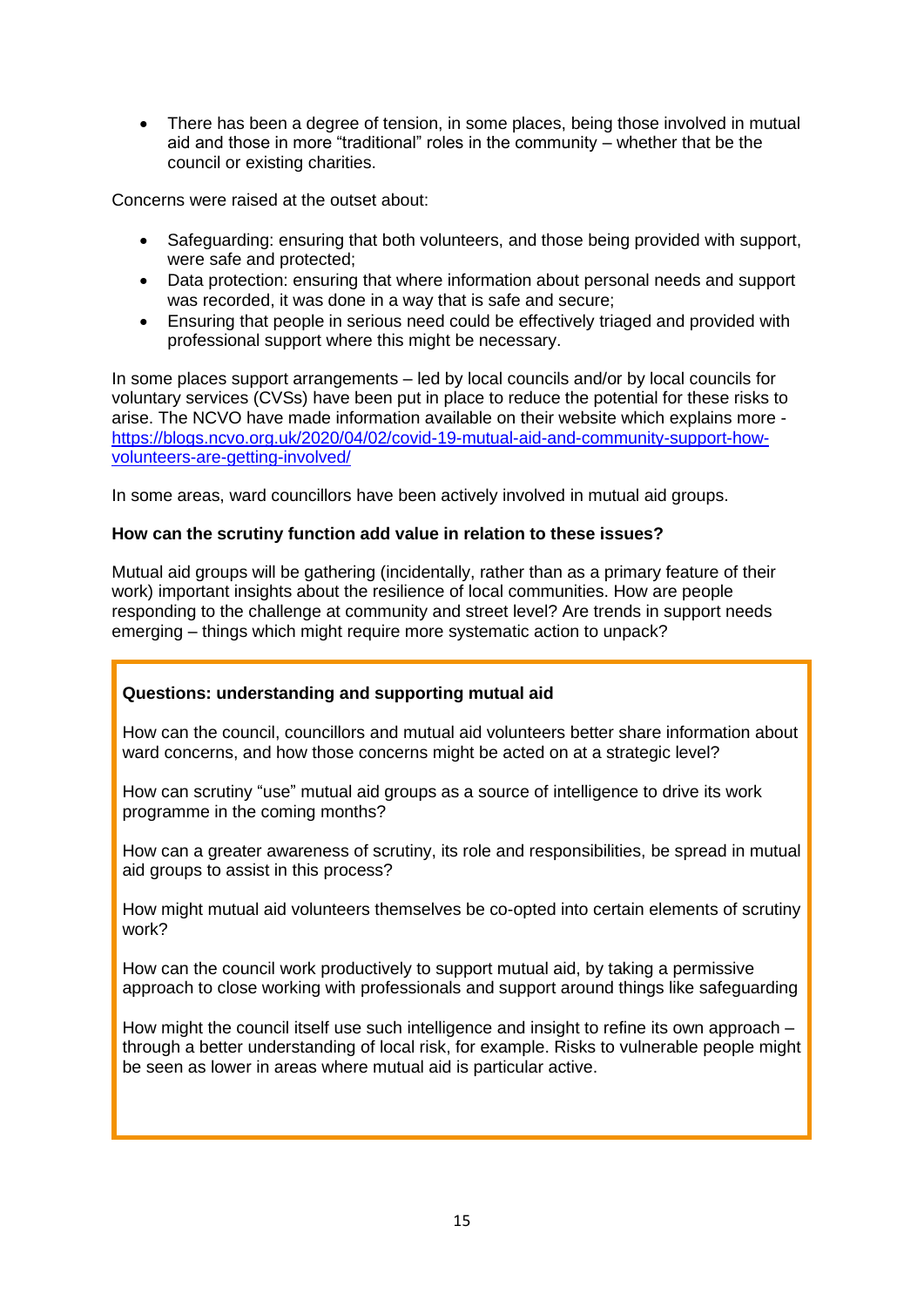- There has been a degree of tension, in some places, being those involved in mutual aid and those in more "traditional" roles in the community – whether that be the council or existing charities.

Concerns were raised at the outset about:

- Safeguarding: ensuring that both volunteers, and those being provided with support, were safe and protected;
- Data protection: ensuring that where information about personal needs and support was recorded, it was done in a way that is safe and secure;
- Ensuring that people in serious need could be effectively triaged and provided with professional support where this might be necessary.

In some places support arrangements – led by local councils and/or by local councils for voluntary services (CVSs) have been put in place to reduce the potential for these risks to arise. The NCVO have made information available on their website which explains more - https://blogs.ncvo.org.uk/2020/04/02/covid-19-mutual-aid-and-community-support-how-volunteers-are-getting-involved/

In some areas, ward councillors have been actively involved in mutual aid groups.

**How can the scrutiny function add value in relation to these issues?**

Mutual aid groups will be gathering (incidentally, rather than as a primary feature of their work) important insights about the resilience of local communities. How are people responding to the challenge at community and street level? Are trends in support needs emerging – things which might require more systematic action to unpack?

**Questions: understanding and supporting mutual aid**

How can the council, councillors and mutual aid volunteers better share information about ward concerns, and how those concerns might be acted on at a strategic level?

How can scrutiny "use" mutual aid groups as a source of intelligence to drive its work programme in the coming months?

How can a greater awareness of scrutiny, its role and responsibilities, be spread in mutual aid groups to assist in this process?

How might mutual aid volunteers themselves be co-opted into certain elements of scrutiny work?

How can the council work productively to support mutual aid, by taking a permissive approach to close working with professionals and support around things like safeguarding

How might the council itself use such intelligence and insight to refine its own approach – through a better understanding of local risk, for example. Risks to vulnerable people might be seen as lower in areas where mutual aid is particular active.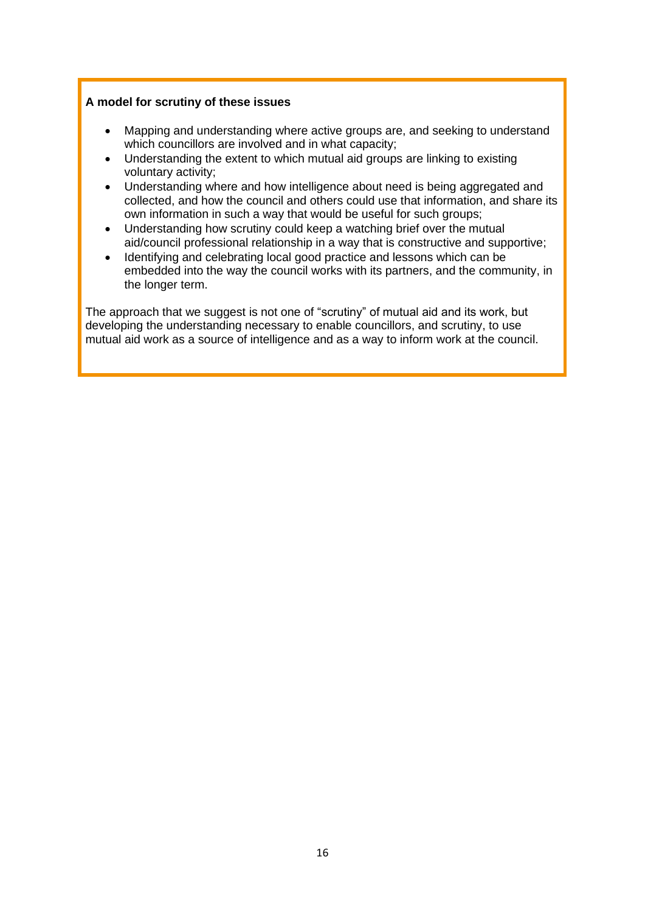**A model for scrutiny of these issues**

- Mapping and understanding where active groups are, and seeking to understand which councillors are involved and in what capacity;
- Understanding the extent to which mutual aid groups are linking to existing voluntary activity;
- Understanding where and how intelligence about need is being aggregated and collected, and how the council and others could use that information, and share its own information in such a way that would be useful for such groups;
- Understanding how scrutiny could keep a watching brief over the mutual aid/council professional relationship in a way that is constructive and supportive;
- Identifying and celebrating local good practice and lessons which can be embedded into the way the council works with its partners, and the community, in the longer term.

The approach that we suggest is not one of "scrutiny" of mutual aid and its work, but developing the understanding necessary to enable councillors, and scrutiny, to use mutual aid work as a source of intelligence and as a way to inform work at the council.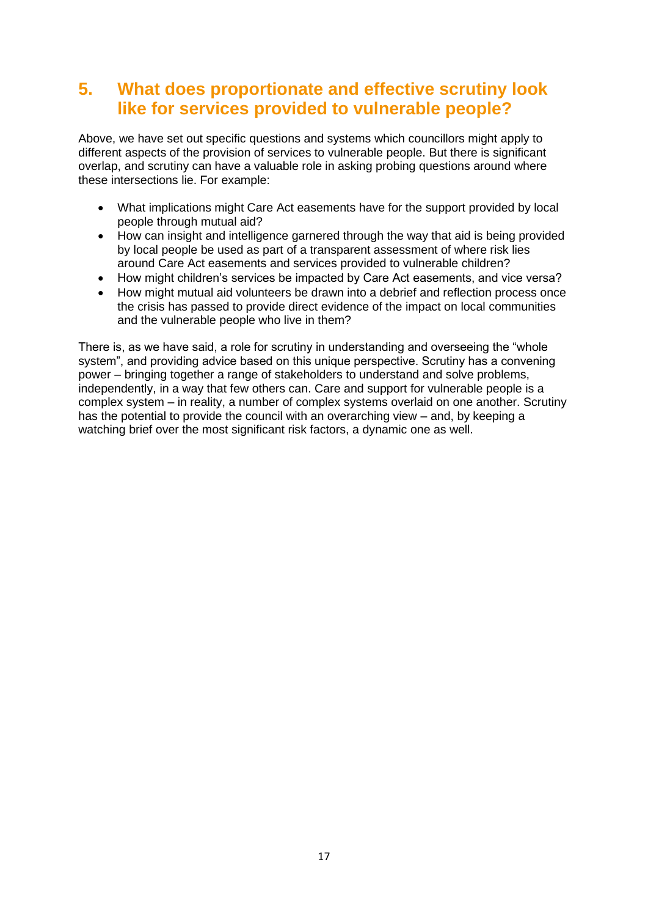## 5. What does proportionate and effective scrutiny look like for services provided to vulnerable people?

Above, we have set out specific questions and systems which councillors might apply to different aspects of the provision of services to vulnerable people. But there is significant overlap, and scrutiny can have a valuable role in asking probing questions around where these intersections lie. For example:

- What implications might Care Act easements have for the support provided by local people through mutual aid?
- How can insight and intelligence garnered through the way that aid is being provided by local people be used as part of a transparent assessment of where risk lies around Care Act easements and services provided to vulnerable children?
- How might children's services be impacted by Care Act easements, and vice versa?
- How might mutual aid volunteers be drawn into a debrief and reflection process once the crisis has passed to provide direct evidence of the impact on local communities and the vulnerable people who live in them?

There is, as we have said, a role for scrutiny in understanding and overseeing the "whole system", and providing advice based on this unique perspective. Scrutiny has a convening power – bringing together a range of stakeholders to understand and solve problems, independently, in a way that few others can. Care and support for vulnerable people is a complex system – in reality, a number of complex systems overlaid on one another. Scrutiny has the potential to provide the council with an overarching view – and, by keeping a watching brief over the most significant risk factors, a dynamic one as well.